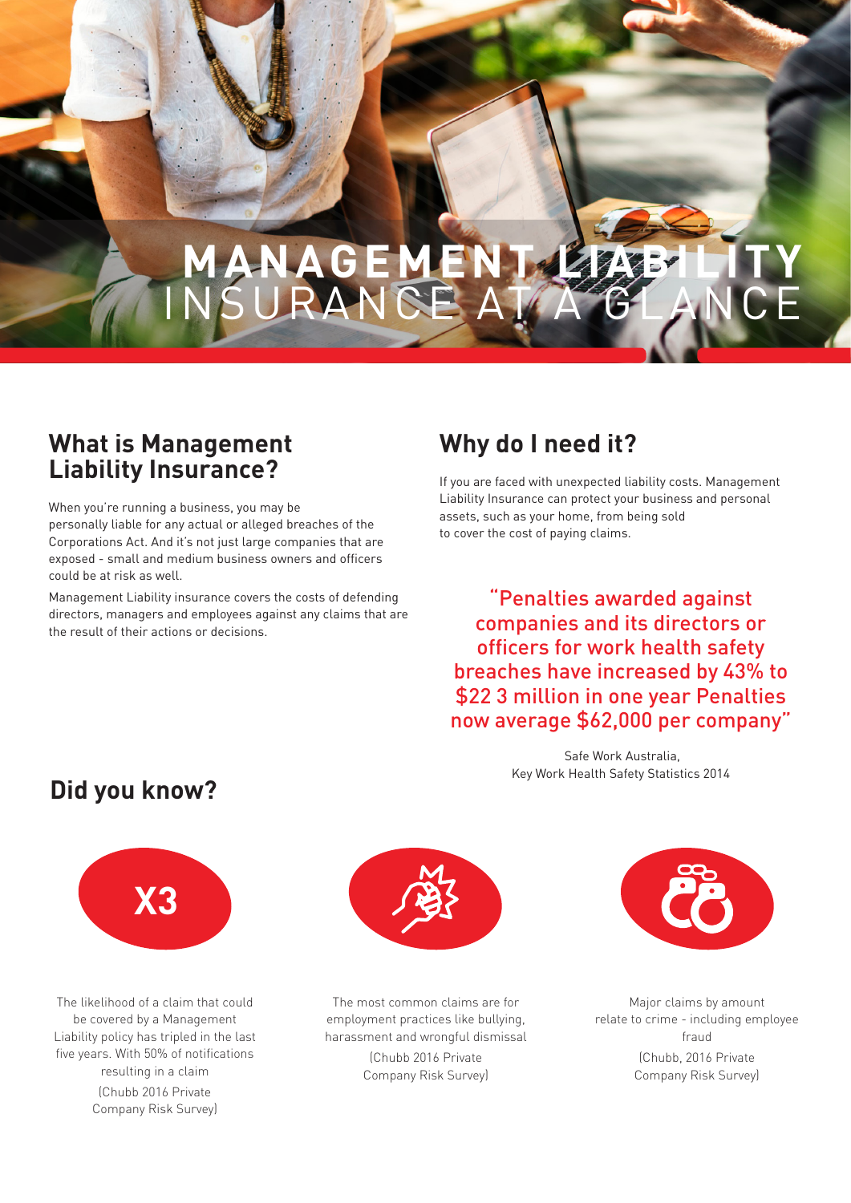# MANAGEMENT LIABILITY INSURANCE AT A GLANCE

## What is Management Liability Insurance?

When you're running a business, you may be personally liable for any actual or alleged breaches of the Corporations Act. And it's not just large companies that are exposed - small and medium business owners and officers could be at risk as well.

Management Liability insurance covers the costs of defending directors, managers and employees against any claims that are the result of their actions or decisions.

## Why do I need it?

If you are faced with unexpected liability costs. Management Liability Insurance can protect your business and personal assets, such as your home, from being sold to cover the cost of paying claims.

> "Penalties awarded against companies and its directors or officers for work health safety breaches have increased by 43% to $22 3 million in one year Penalties now average $62,000 per company"

Safe Work Australia, Key Work Health Safety Statistics 2014

## Did you know?

**X3**

The likelihood of a claim that could be covered by a Management Liability policy has tripled in the last five years. With 50% of notifications resulting in a claim (Chubb 2016 Private Company Risk Survey)

The most common claims are for employment practices like bullying, harassment and wrongful dismissal (Chubb 2016 Private Company Risk Survey)

Major claims by amount relate to crime - including employee fraud (Chubb, 2016 Private Company Risk Survey)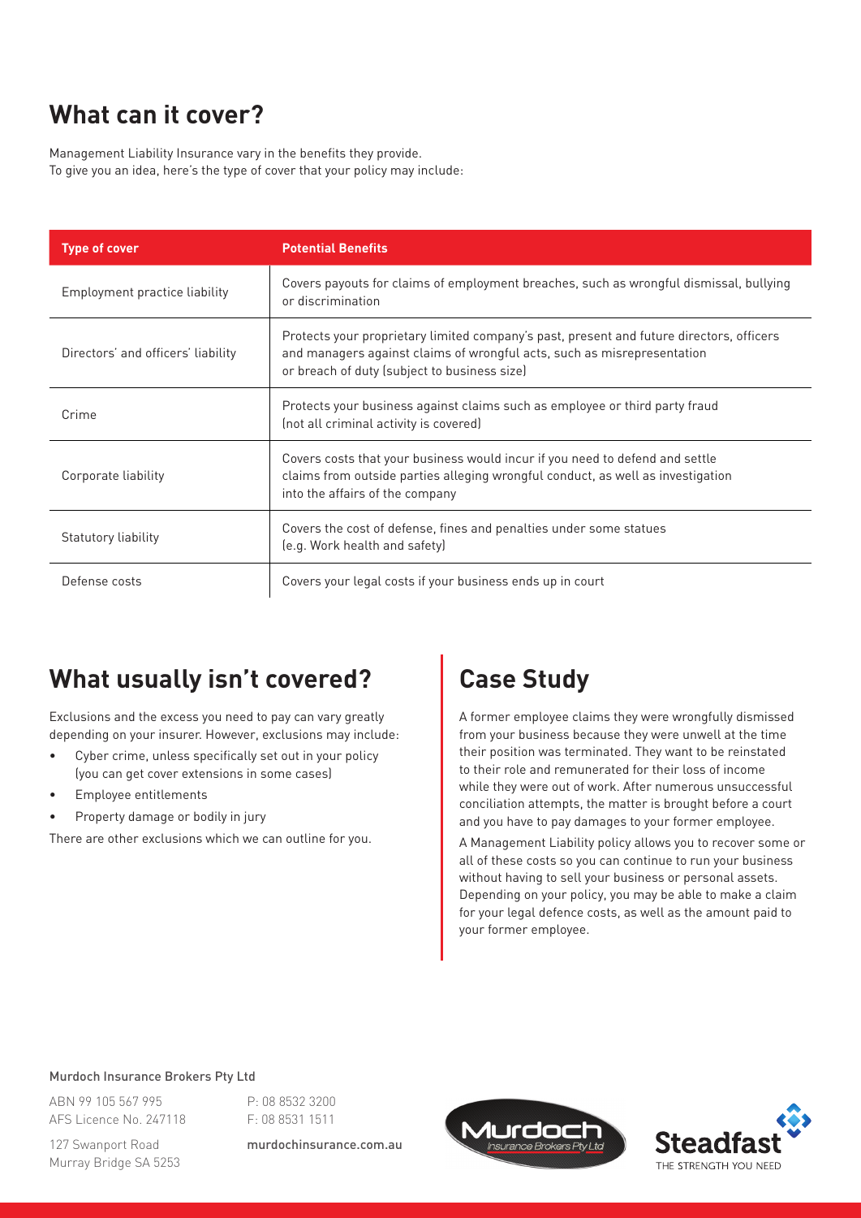## What can it cover?

Management Liability Insurance vary in the benefits they provide.
To give you an idea, here's the type of cover that your policy may include:

| Type of cover | Potential Benefits |
| --- | --- |
| Employment practice liability | Covers payouts for claims of employment breaches, such as wrongful dismissal, bullying or discrimination |
| Directors' and officers' liability | Protects your proprietary limited company's past, present and future directors, officers and managers against claims of wrongful acts, such as misrepresentation or breach of duty (subject to business size) |
| Crime | Protects your business against claims such as employee or third party fraud (not all criminal activity is covered) |
| Corporate liability | Covers costs that your business would incur if you need to defend and settle claims from outside parties alleging wrongful conduct, as well as investigation into the affairs of the company |
| Statutory liability | Covers the cost of defense, fines and penalties under some statues (e.g. Work health and safety) |
| Defense costs | Covers your legal costs if your business ends up in court |

## What usually isn't covered?

Exclusions and the excess you need to pay can vary greatly depending on your insurer. However, exclusions may include:

- Cyber crime, unless specifically set out in your policy (you can get cover extensions in some cases)
- Employee entitlements
- Property damage or bodily in jury

There are other exclusions which we can outline for you.

## Case Study

A former employee claims they were wrongfully dismissed from your business because they were unwell at the time their position was terminated. They want to be reinstated to their role and remunerated for their loss of income while they were out of work. After numerous unsuccessful conciliation attempts, the matter is brought before a court and you have to pay damages to your former employee.

A Management Liability policy allows you to recover some or all of these costs so you can continue to run your business without having to sell your business or personal assets. Depending on your policy, you may be able to make a claim for your legal defence costs, as well as the amount paid to your former employee.

Murdoch Insurance Brokers Pty Ltd

ABN 99 105 567 995
AFS Licence No. 247118

127 Swanport Road
Murray Bridge SA 5253

P: 08 8532 3200
F: 08 8531 1511

murdochinsurance.com.au